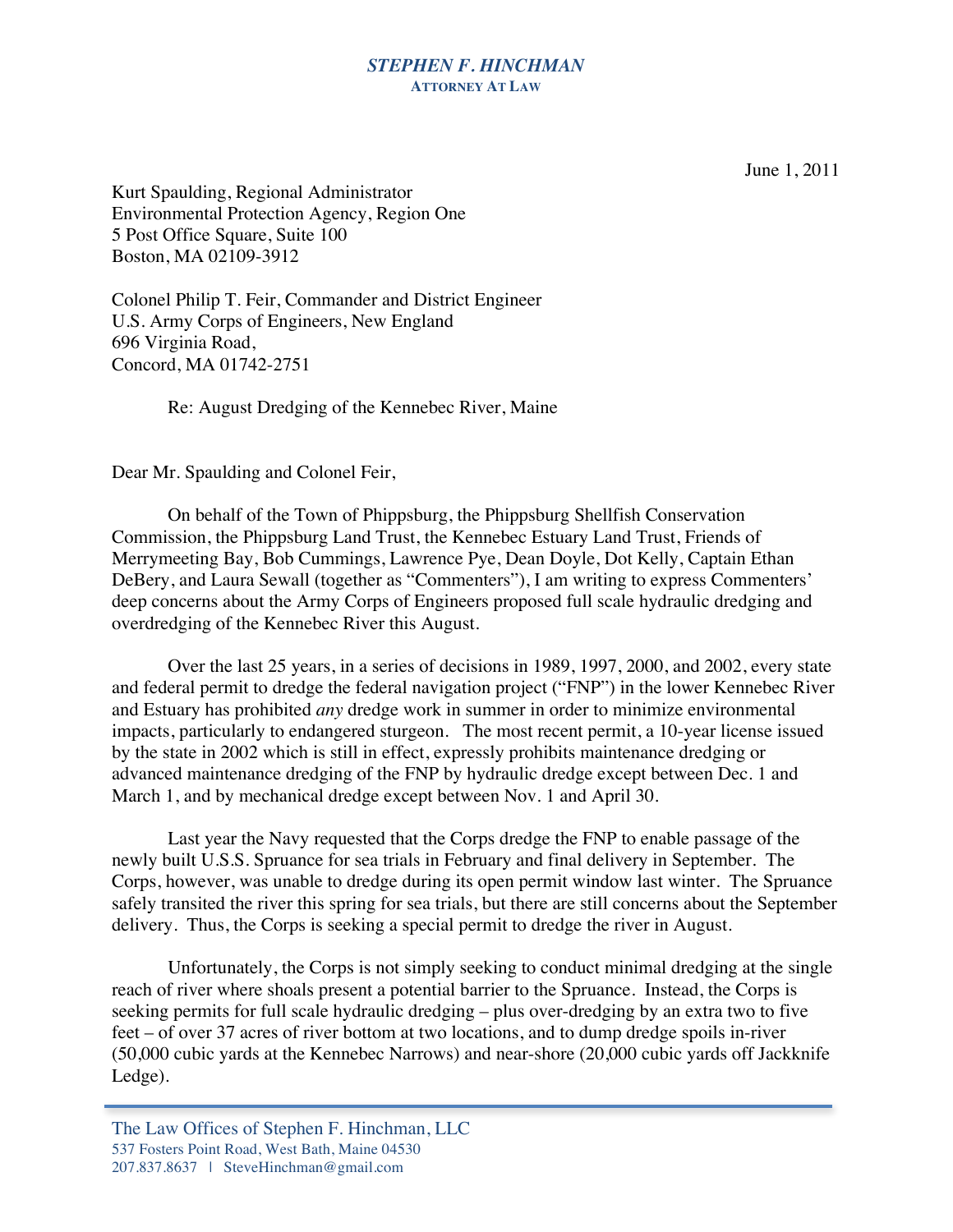***STEPHEN F. HINCHMAN***
**ATTORNEY AT LAW**

June 1, 2011

Kurt Spaulding, Regional Administrator
Environmental Protection Agency, Region One
5 Post Office Square, Suite 100
Boston, MA 02109-3912

Colonel Philip T. Feir, Commander and District Engineer
U.S. Army Corps of Engineers, New England
696 Virginia Road,
Concord, MA 01742-2751

Re: August Dredging of the Kennebec River, Maine

Dear Mr. Spaulding and Colonel Feir,

On behalf of the Town of Phippsburg, the Phippsburg Shellfish Conservation Commission, the Phippsburg Land Trust, the Kennebec Estuary Land Trust, Friends of Merrymeeting Bay, Bob Cummings, Lawrence Pye, Dean Doyle, Dot Kelly, Captain Ethan DeBery, and Laura Sewall (together as "Commenters"), I am writing to express Commenters' deep concerns about the Army Corps of Engineers proposed full scale hydraulic dredging and overdredging of the Kennebec River this August.

Over the last 25 years, in a series of decisions in 1989, 1997, 2000, and 2002, every state and federal permit to dredge the federal navigation project ("FNP") in the lower Kennebec River and Estuary has prohibited *any* dredge work in summer in order to minimize environmental impacts, particularly to endangered sturgeon. The most recent permit, a 10-year license issued by the state in 2002 which is still in effect, expressly prohibits maintenance dredging or advanced maintenance dredging of the FNP by hydraulic dredge except between Dec. 1 and March 1, and by mechanical dredge except between Nov. 1 and April 30.

Last year the Navy requested that the Corps dredge the FNP to enable passage of the newly built U.S.S. Spruance for sea trials in February and final delivery in September. The Corps, however, was unable to dredge during its open permit window last winter. The Spruance safely transited the river this spring for sea trials, but there are still concerns about the September delivery. Thus, the Corps is seeking a special permit to dredge the river in August.

Unfortunately, the Corps is not simply seeking to conduct minimal dredging at the single reach of river where shoals present a potential barrier to the Spruance. Instead, the Corps is seeking permits for full scale hydraulic dredging – plus over-dredging by an extra two to five feet – of over 37 acres of river bottom at two locations, and to dump dredge spoils in-river (50,000 cubic yards at the Kennebec Narrows) and near-shore (20,000 cubic yards off Jackknife Ledge).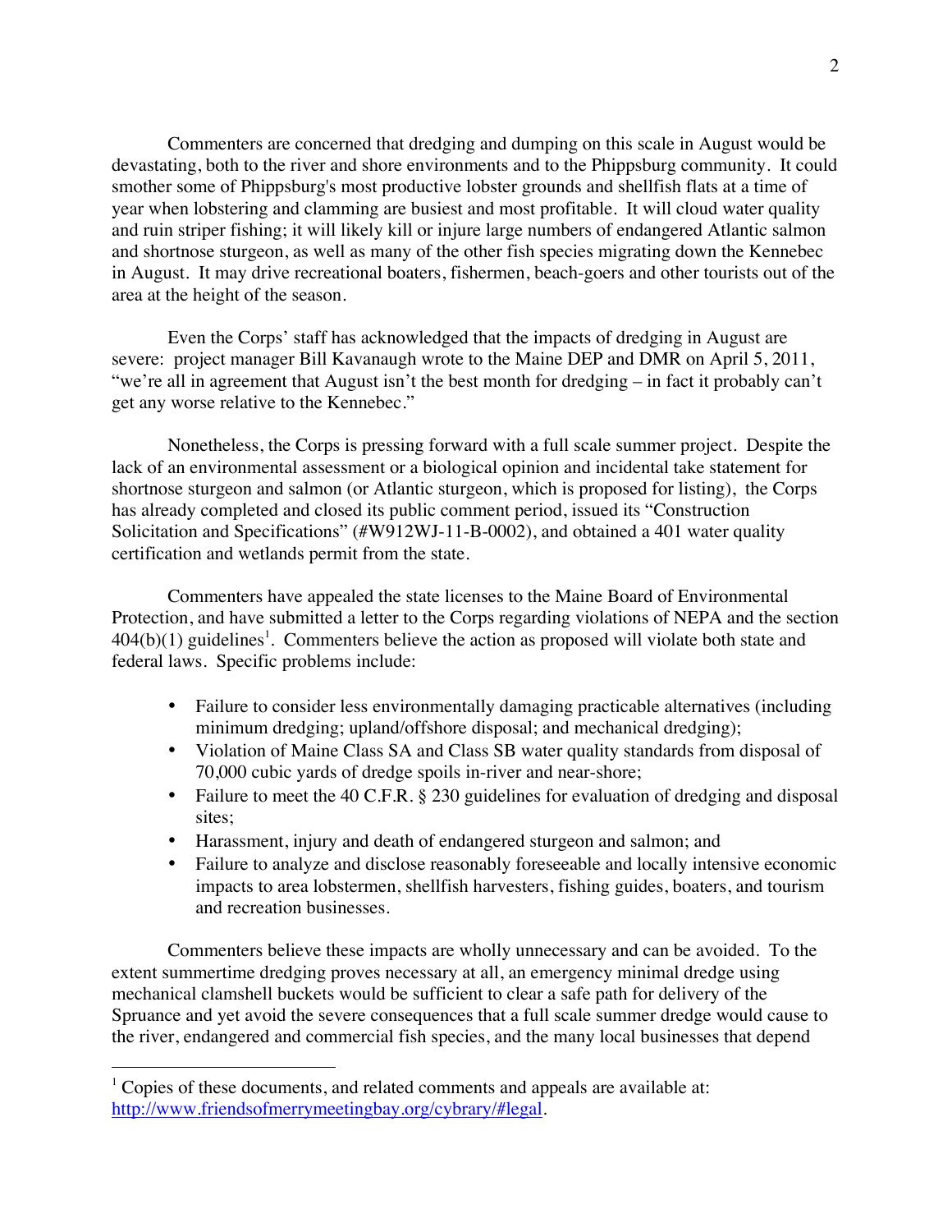Commenters are concerned that dredging and dumping on this scale in August would be devastating, both to the river and shore environments and to the Phippsburg community. It could smother some of Phippsburg's most productive lobster grounds and shellfish flats at a time of year when lobstering and clamming are busiest and most profitable. It will cloud water quality and ruin striper fishing; it will likely kill or injure large numbers of endangered Atlantic salmon and shortnose sturgeon, as well as many of the other fish species migrating down the Kennebec in August. It may drive recreational boaters, fishermen, beach-goers and other tourists out of the area at the height of the season.

Even the Corps' staff has acknowledged that the impacts of dredging in August are severe: project manager Bill Kavanaugh wrote to the Maine DEP and DMR on April 5, 2011, "we're all in agreement that August isn't the best month for dredging – in fact it probably can't get any worse relative to the Kennebec."

Nonetheless, the Corps is pressing forward with a full scale summer project. Despite the lack of an environmental assessment or a biological opinion and incidental take statement for shortnose sturgeon and salmon (or Atlantic sturgeon, which is proposed for listing), the Corps has already completed and closed its public comment period, issued its "Construction Solicitation and Specifications" (#W912WJ-11-B-0002), and obtained a 401 water quality certification and wetlands permit from the state.

Commenters have appealed the state licenses to the Maine Board of Environmental Protection, and have submitted a letter to the Corps regarding violations of NEPA and the section 404(b)(1) guidelines[1]. Commenters believe the action as proposed will violate both state and federal laws. Specific problems include:

- Failure to consider less environmentally damaging practicable alternatives (including minimum dredging; upland/offshore disposal; and mechanical dredging);
- Violation of Maine Class SA and Class SB water quality standards from disposal of 70,000 cubic yards of dredge spoils in-river and near-shore;
- Failure to meet the 40 C.F.R. § 230 guidelines for evaluation of dredging and disposal sites;
- Harassment, injury and death of endangered sturgeon and salmon; and
- Failure to analyze and disclose reasonably foreseeable and locally intensive economic impacts to area lobstermen, shellfish harvesters, fishing guides, boaters, and tourism and recreation businesses.

Commenters believe these impacts are wholly unnecessary and can be avoided. To the extent summertime dredging proves necessary at all, an emergency minimal dredge using mechanical clamshell buckets would be sufficient to clear a safe path for delivery of the Spruance and yet avoid the severe consequences that a full scale summer dredge would cause to the river, endangered and commercial fish species, and the many local businesses that depend

---

[1] Copies of these documents, and related comments and appeals are available at: http://www.friendsofmerrymeetingbay.org/cybrary/#legal.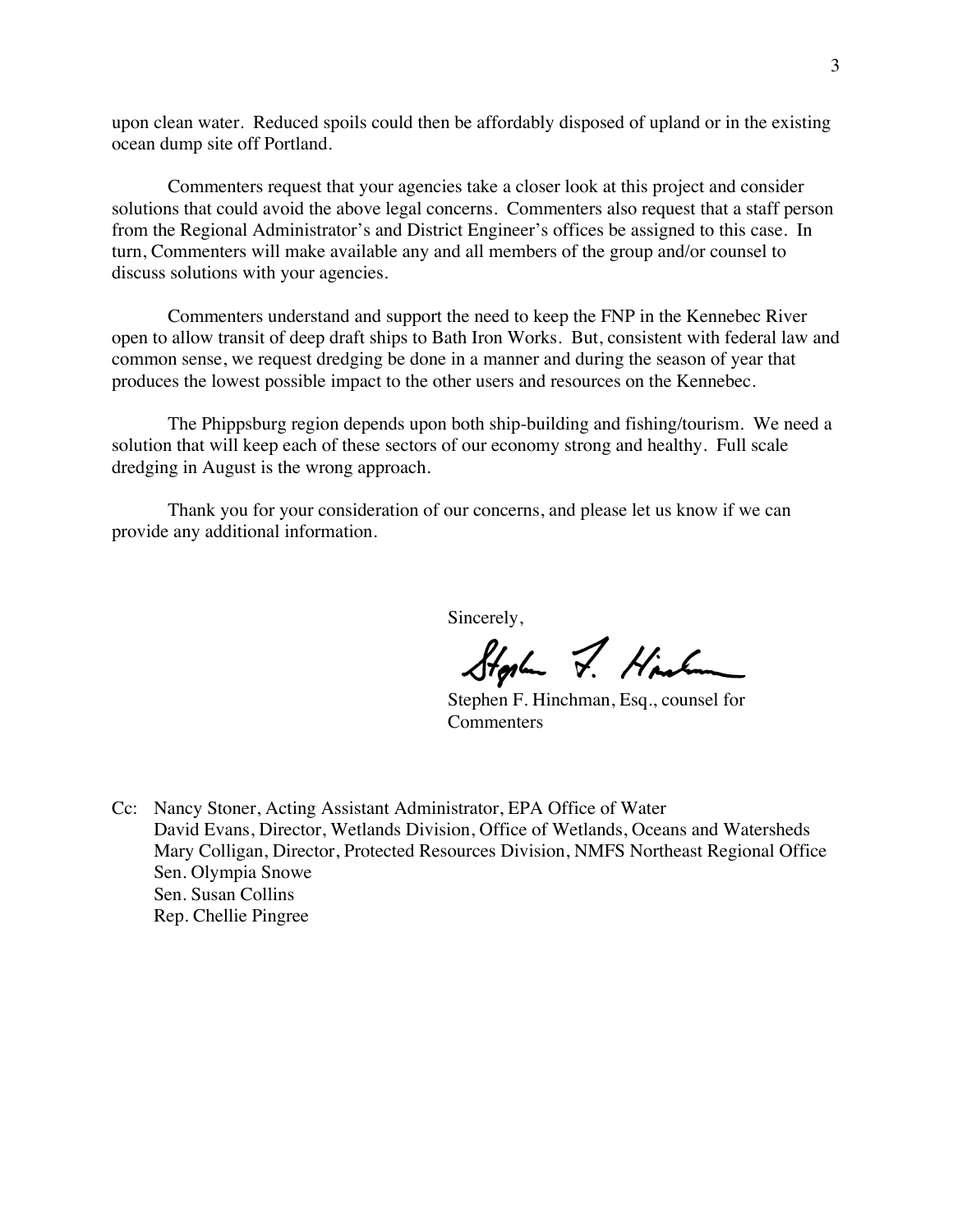upon clean water. Reduced spoils could then be affordably disposed of upland or in the existing ocean dump site off Portland.

Commenters request that your agencies take a closer look at this project and consider solutions that could avoid the above legal concerns. Commenters also request that a staff person from the Regional Administrator's and District Engineer's offices be assigned to this case. In turn, Commenters will make available any and all members of the group and/or counsel to discuss solutions with your agencies.

Commenters understand and support the need to keep the FNP in the Kennebec River open to allow transit of deep draft ships to Bath Iron Works. But, consistent with federal law and common sense, we request dredging be done in a manner and during the season of year that produces the lowest possible impact to the other users and resources on the Kennebec.

The Phippsburg region depends upon both ship-building and fishing/tourism. We need a solution that will keep each of these sectors of our economy strong and healthy. Full scale dredging in August is the wrong approach.

Thank you for your consideration of our concerns, and please let us know if we can provide any additional information.

Sincerely,

Stephen F. Hinchman

Stephen F. Hinchman, Esq., counsel for Commenters

Cc: Nancy Stoner, Acting Assistant Administrator, EPA Office of Water
David Evans, Director, Wetlands Division, Office of Wetlands, Oceans and Watersheds
Mary Colligan, Director, Protected Resources Division, NMFS Northeast Regional Office
Sen. Olympia Snowe
Sen. Susan Collins
Rep. Chellie Pingree